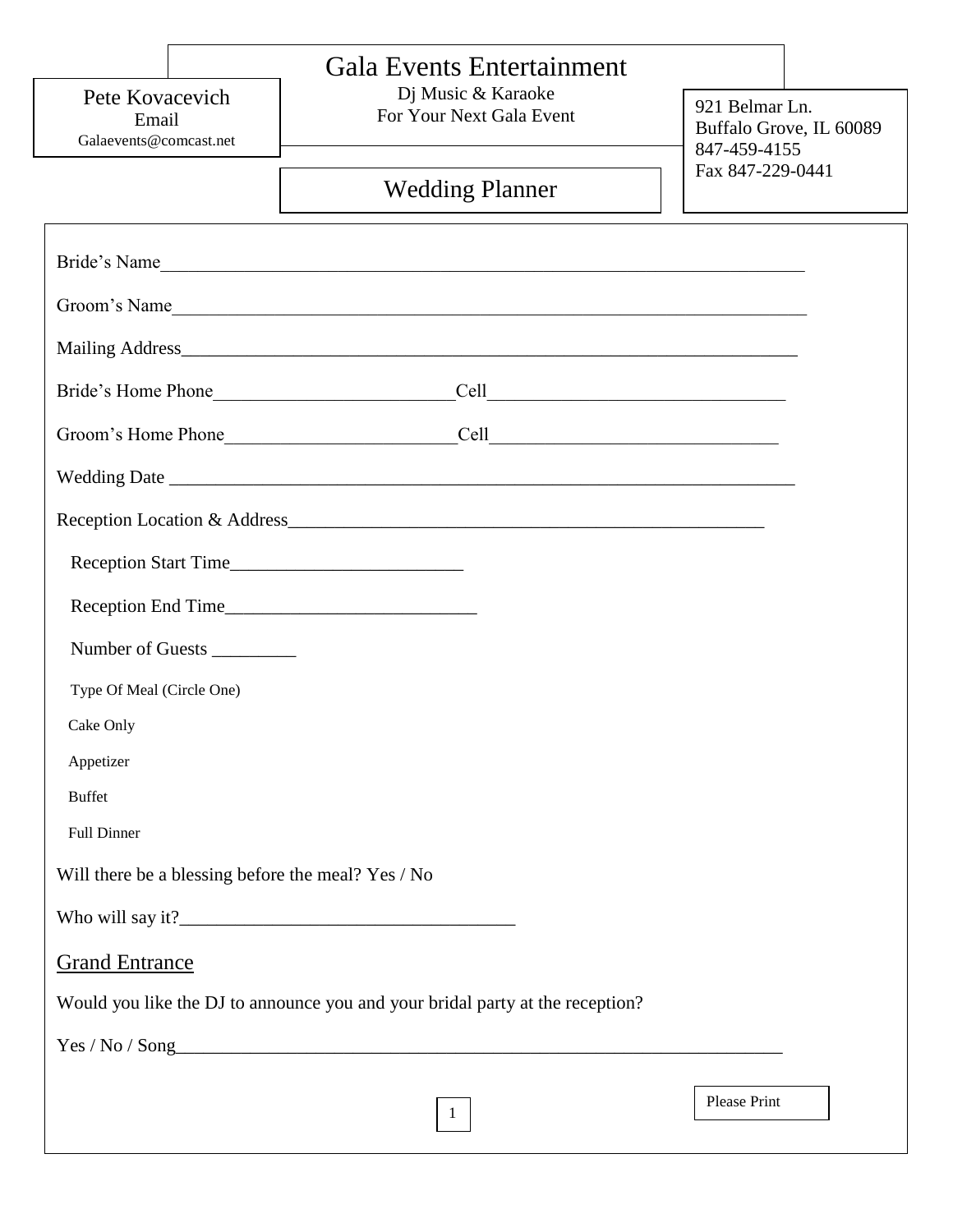Pete Kovacevich
Email
Galaevents@comcast.net

# Gala Events Entertainment

Dj Music & Karaoke
For Your Next Gala Event

921 Belmar Ln.
Buffalo Grove, IL 60089
847-459-4155
Fax 847-229-0441

## Wedding Planner

Bride's Name_______________________________________________________________________

Groom's Name______________________________________________________________________

Mailing Address____________________________________________________________________

Bride's Home Phone__________________________Cell________________________________

Groom's Home Phone_________________________Cell_______________________________

Wedding Date _____________________________________________________________________

Reception Location & Address_____________________________________________________

Reception Start Time_________________________

Reception End Time___________________________

Number of Guests _________

Type Of Meal (Circle One)

Cake Only

Appetizer

Buffet

Full Dinner

Will there be a blessing before the meal? Yes / No

Who will say it?___________________________________

### Grand Entrance

Would you like the DJ to announce you and your bridal party at the reception?

Yes / No / Song____________________________________________________________________

Please Print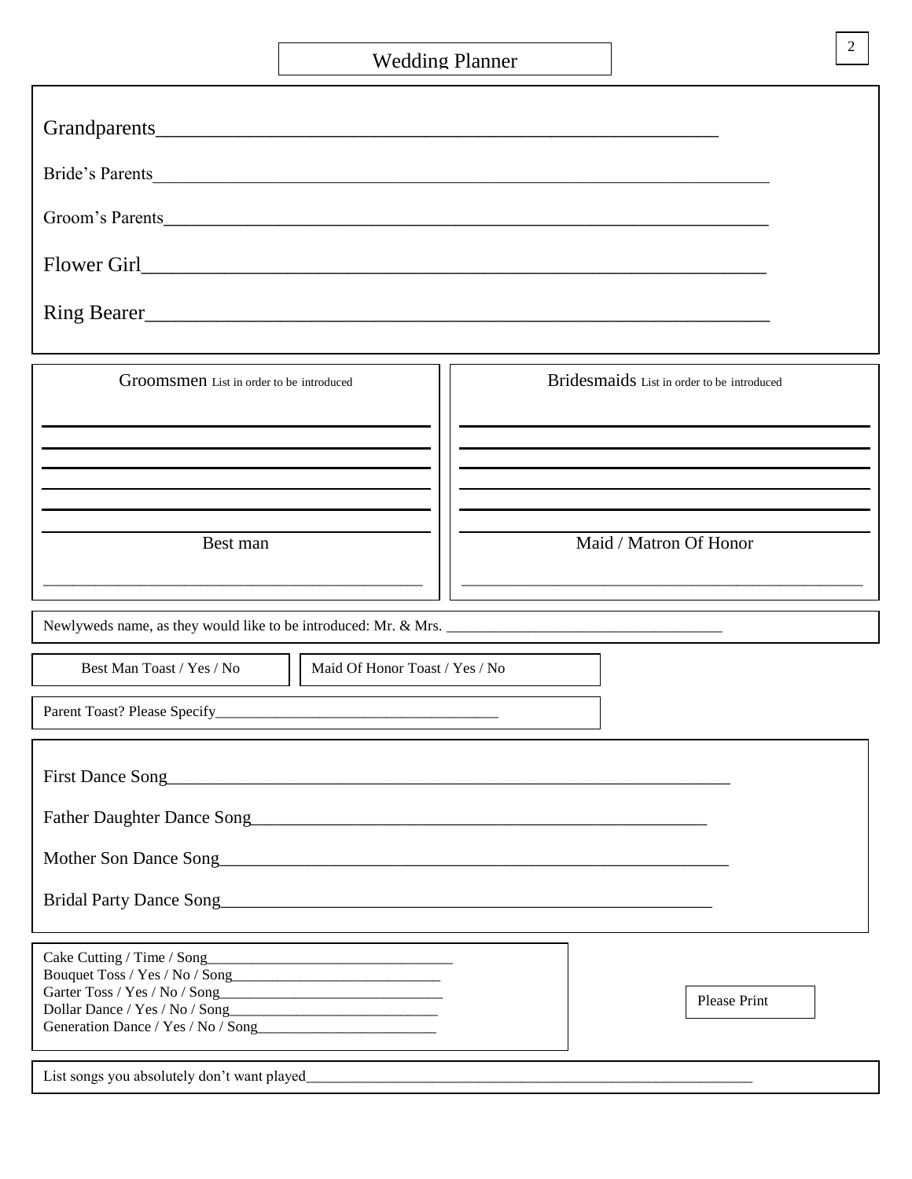# Wedding Planner

Grandparents_______________________________________________________

Bride's Parents______________________________________________________________________

Groom's Parents______________________________________________________________________

Flower Girl_______________________________________________________________

Ring Bearer_______________________________________________________________

| Groomsmen List in order to be introduced | Bridesmaids List in order to be introduced |
| --- | --- |
| | |
| | |
| | |
| | |
| | |
| Best man | Maid / Matron Of Honor |
| | |

Newlyweds name, as they would like to be introduced: Mr. & Mrs. ____________________________________

Best Man Toast / Yes / No

Maid Of Honor Toast / Yes / No

Parent Toast? Please Specify_____________________________________

First Dance Song__________________________________________________________________

Father Daughter Dance Song_____________________________________________________

Mother Son Dance Song___________________________________________________________

Bridal Party Dance Song_______________________________________________________

Cake Cutting / Time / Song_________________________________
Bouquet Toss / Yes / No / Song____________________________
Garter Toss / Yes / No / Song______________________________
Dollar Dance / Yes / No / Song____________________________
Generation Dance / Yes / No / Song________________________

Please Print

List songs you absolutely don't want played_______________________________________________________________